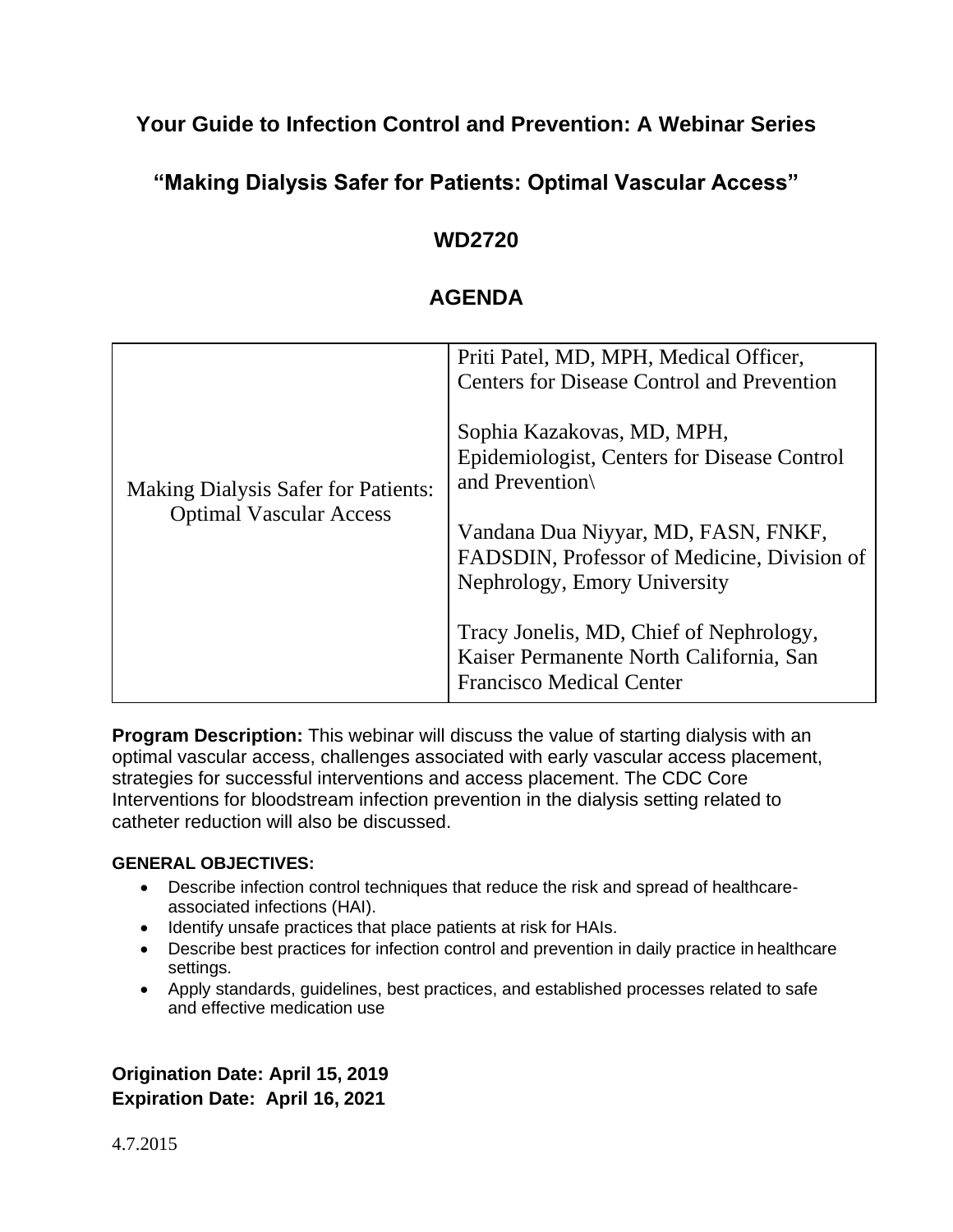# Your Guide to Infection Control and Prevention: A Webinar Series

## "Making Dialysis Safer for Patients: Optimal Vascular Access"

## WD2720

## AGENDA

| | |
|---|---|
| Making Dialysis Safer for Patients: Optimal Vascular Access | Priti Patel, MD, MPH, Medical Officer, Centers for Disease Control and Prevention<br><br>Sophia Kazakovas, MD, MPH, Epidemiologist, Centers for Disease Control and Prevention\<br><br>Vandana Dua Niyyar, MD, FASN, FNKF, FADSDIN, Professor of Medicine, Division of Nephrology, Emory University<br><br>Tracy Jonelis, MD, Chief of Nephrology, Kaiser Permanente North California, San Francisco Medical Center |

**Program Description:** This webinar will discuss the value of starting dialysis with an optimal vascular access, challenges associated with early vascular access placement, strategies for successful interventions and access placement. The CDC Core Interventions for bloodstream infection prevention in the dialysis setting related to catheter reduction will also be discussed.

**GENERAL OBJECTIVES:**

- Describe infection control techniques that reduce the risk and spread of healthcare-associated infections (HAI).
- Identify unsafe practices that place patients at risk for HAIs.
- Describe best practices for infection control and prevention in daily practice in healthcare settings.
- Apply standards, guidelines, best practices, and established processes related to safe and effective medication use

**Origination Date: April 15, 2019**
**Expiration Date: April 16, 2021**

4.7.2015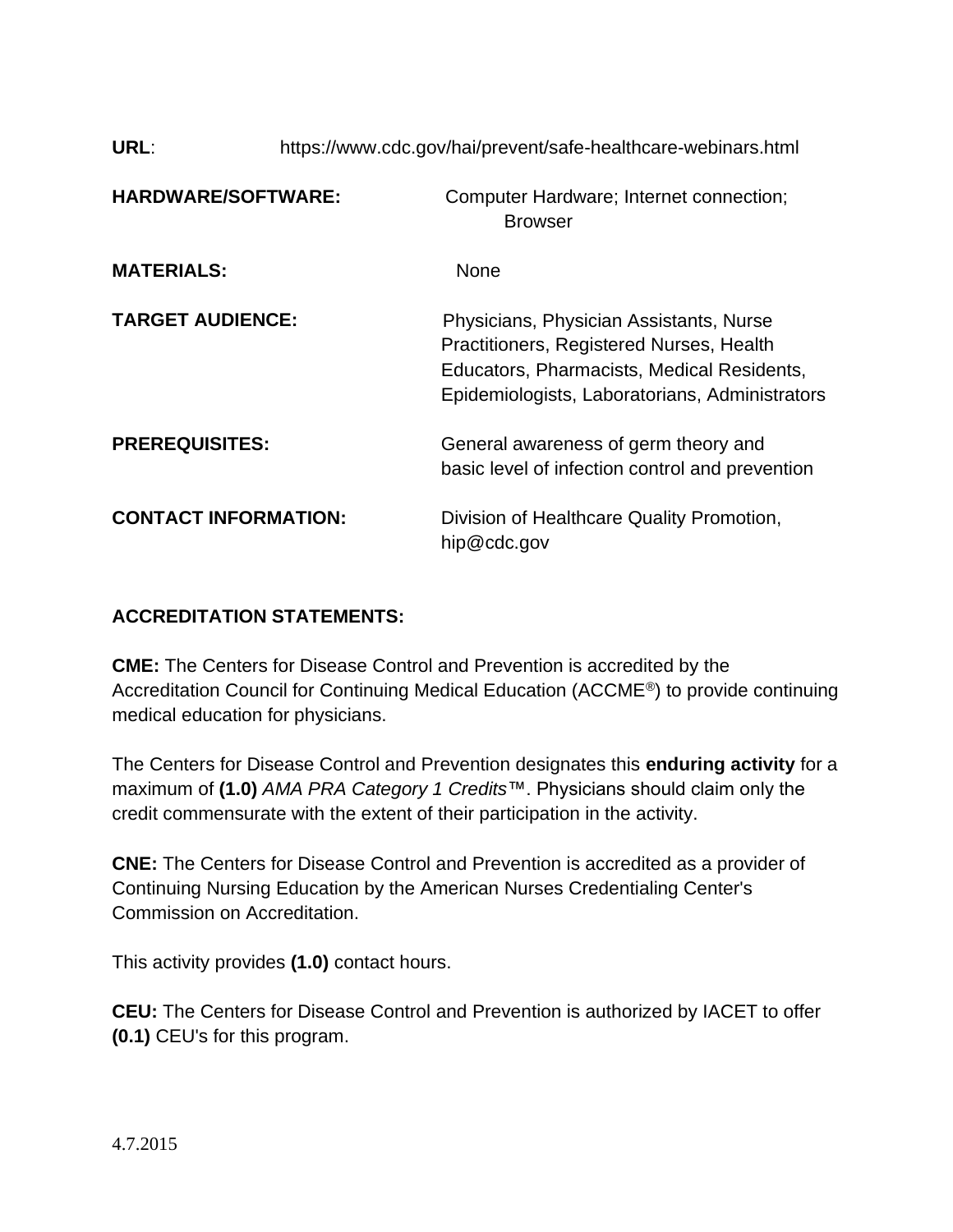**URL**: https://www.cdc.gov/hai/prevent/safe-healthcare-webinars.html

**HARDWARE/SOFTWARE:** Computer Hardware; Internet connection; Browser

**MATERIALS:** None

**TARGET AUDIENCE:** Physicians, Physician Assistants, Nurse Practitioners, Registered Nurses, Health Educators, Pharmacists, Medical Residents, Epidemiologists, Laboratorians, Administrators

**PREREQUISITES:** General awareness of germ theory and basic level of infection control and prevention

**CONTACT INFORMATION:** Division of Healthcare Quality Promotion, hip@cdc.gov

**ACCREDITATION STATEMENTS:**

**CME:** The Centers for Disease Control and Prevention is accredited by the Accreditation Council for Continuing Medical Education (ACCME®) to provide continuing medical education for physicians.

The Centers for Disease Control and Prevention designates this **enduring activity** for a maximum of **(1.0)** *AMA PRA Category 1 Credits*™. Physicians should claim only the credit commensurate with the extent of their participation in the activity.

**CNE:** The Centers for Disease Control and Prevention is accredited as a provider of Continuing Nursing Education by the American Nurses Credentialing Center's Commission on Accreditation.

This activity provides **(1.0)** contact hours.

**CEU:** The Centers for Disease Control and Prevention is authorized by IACET to offer **(0.1)** CEU's for this program.

4.7.2015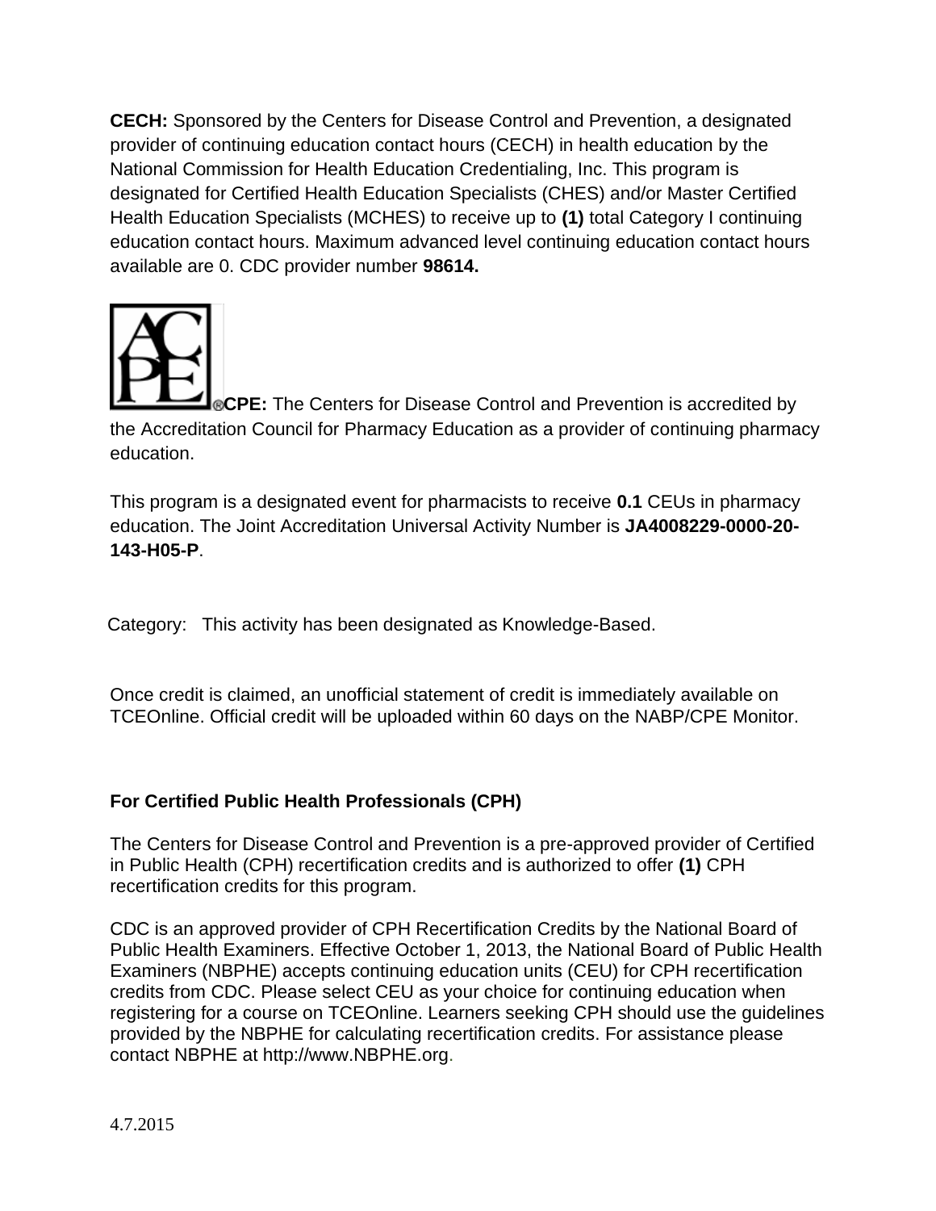**CECH:** Sponsored by the Centers for Disease Control and Prevention, a designated provider of continuing education contact hours (CECH) in health education by the National Commission for Health Education Credentialing, Inc. This program is designated for Certified Health Education Specialists (CHES) and/or Master Certified Health Education Specialists (MCHES) to receive up to **(1)** total Category I continuing education contact hours. Maximum advanced level continuing education contact hours available are 0. CDC provider number **98614.**

**CPE:** The Centers for Disease Control and Prevention is accredited by the Accreditation Council for Pharmacy Education as a provider of continuing pharmacy education.

This program is a designated event for pharmacists to receive **0.1** CEUs in pharmacy education. The Joint Accreditation Universal Activity Number is **JA4008229-0000-20-143-H05-P**.

Category: This activity has been designated as Knowledge-Based.

Once credit is claimed, an unofficial statement of credit is immediately available on TCEOnline. Official credit will be uploaded within 60 days on the NABP/CPE Monitor.

**For Certified Public Health Professionals (CPH)**

The Centers for Disease Control and Prevention is a pre-approved provider of Certified in Public Health (CPH) recertification credits and is authorized to offer **(1)** CPH recertification credits for this program.

CDC is an approved provider of CPH Recertification Credits by the National Board of Public Health Examiners. Effective October 1, 2013, the National Board of Public Health Examiners (NBPHE) accepts continuing education units (CEU) for CPH recertification credits from CDC. Please select CEU as your choice for continuing education when registering for a course on TCEOnline. Learners seeking CPH should use the guidelines provided by the NBPHE for calculating recertification credits. For assistance please contact NBPHE at http://www.NBPHE.org.

4.7.2015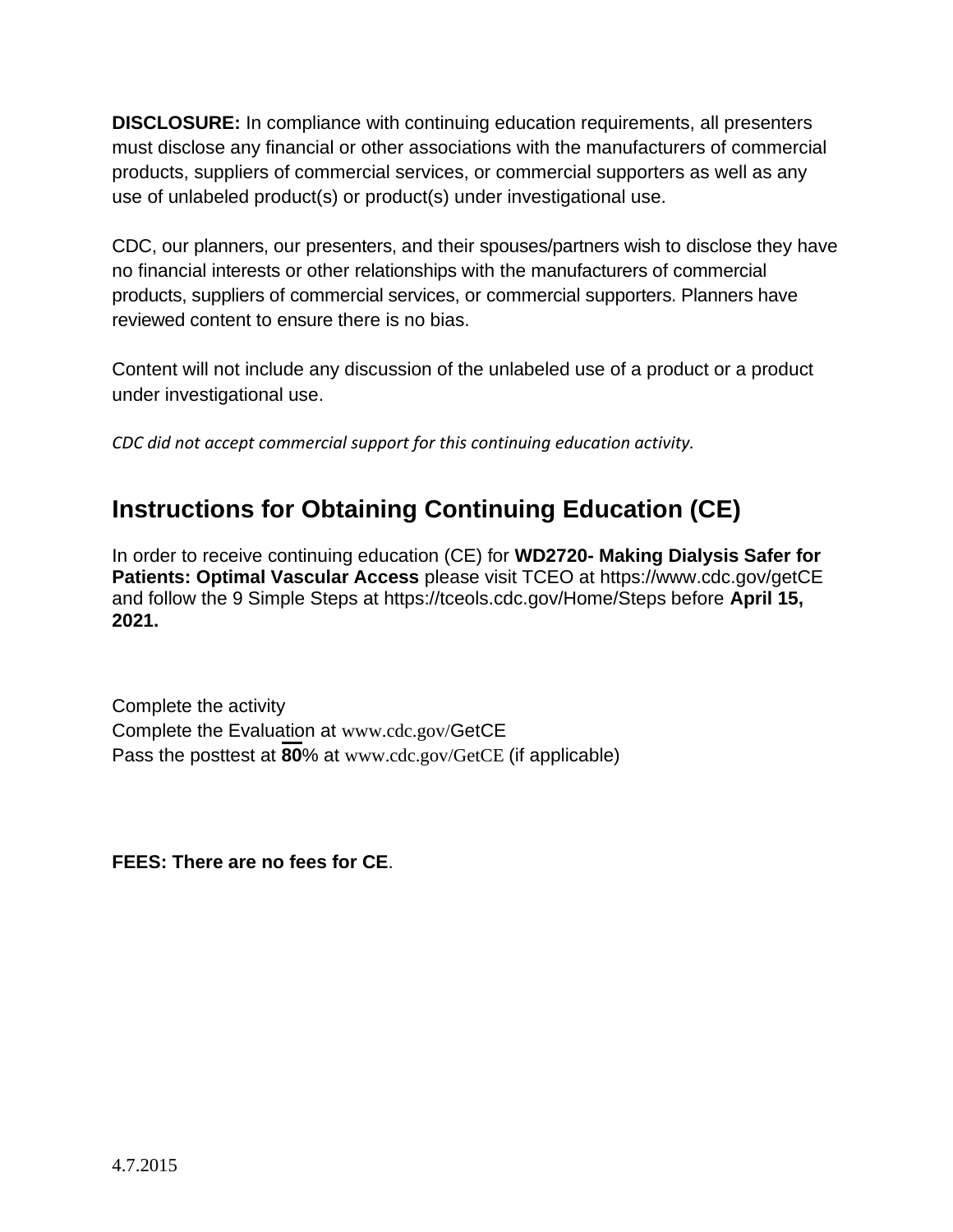**DISCLOSURE:** In compliance with continuing education requirements, all presenters must disclose any financial or other associations with the manufacturers of commercial products, suppliers of commercial services, or commercial supporters as well as any use of unlabeled product(s) or product(s) under investigational use.

CDC, our planners, our presenters, and their spouses/partners wish to disclose they have no financial interests or other relationships with the manufacturers of commercial products, suppliers of commercial services, or commercial supporters. Planners have reviewed content to ensure there is no bias.

Content will not include any discussion of the unlabeled use of a product or a product under investigational use.

*CDC did not accept commercial support for this continuing education activity.*

## Instructions for Obtaining Continuing Education (CE)

In order to receive continuing education (CE) for **WD2720- Making Dialysis Safer for Patients: Optimal Vascular Access** please visit TCEO at https://www.cdc.gov/getCE and follow the 9 Simple Steps at https://tceols.cdc.gov/Home/Steps before **April 15, 2021.**

Complete the activity
Complete the Evaluation at www.cdc.gov/GetCE
Pass the posttest at **80**% at www.cdc.gov/GetCE (if applicable)

**FEES: There are no fees for CE**.

4.7.2015